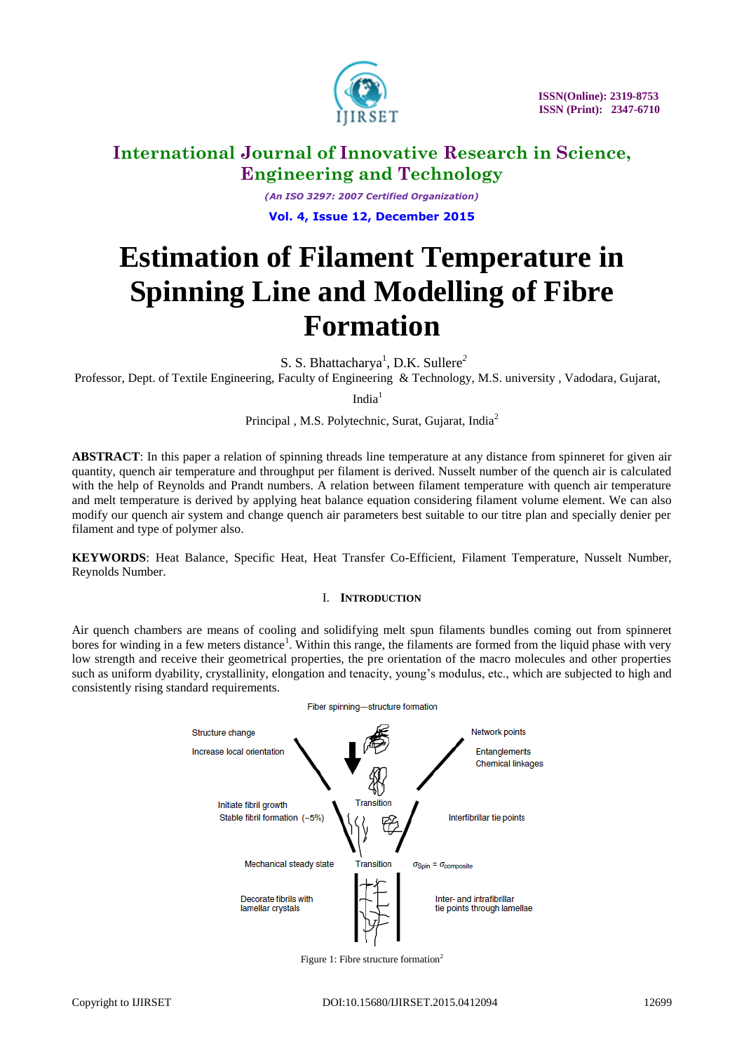# International Journal of Innovative Research in Science, Engineering and Technology

*(An ISO 3297: 2007 Certified Organization)*

**Vol. 4, Issue 12, December 2015**

ISSN(Online): 2319-8753
ISSN (Print): 2347-6710

# Estimation of Filament Temperature in Spinning Line and Modelling of Fibre Formation

S. S. Bhattacharya[1], D.K. Sullere[2]

Professor, Dept. of Textile Engineering, Faculty of Engineering & Technology, M.S. university , Vadodara, Gujarat, India[1]

Principal , M.S. Polytechnic, Surat, Gujarat, India[2]

**ABSTRACT**: In this paper a relation of spinning threads line temperature at any distance from spinneret for given air quantity, quench air temperature and throughput per filament is derived. Nusselt number of the quench air is calculated with the help of Reynolds and Prandt numbers. A relation between filament temperature with quench air temperature and melt temperature is derived by applying heat balance equation considering filament volume element. We can also modify our quench air system and change quench air parameters best suitable to our titre plan and specially denier per filament and type of polymer also.

**KEYWORDS**: Heat Balance, Specific Heat, Heat Transfer Co-Efficient, Filament Temperature, Nusselt Number, Reynolds Number.

## I. Introduction

Air quench chambers are means of cooling and solidifying melt spun filaments bundles coming out from spinneret bores for winding in a few meters distance[1]. Within this range, the filaments are formed from the liquid phase with very low strength and receive their geometrical properties, the pre orientation of the macro molecules and other properties such as uniform dyability, crystallinity, elongation and tenacity, young's modulus, etc., which are subjected to high and consistently rising standard requirements.

Fiber spinning—structure formation

Structure change
Increase local orientation

Network points
Entanglements
Chemical linkages

Initiate fibril growth
Stable fibril formation (~5%)

Transition

Interfibrillar tie points

Mechanical steady state

Transition

$\sigma_{Spin} = \sigma_{composite}$

Decorate fibrils with lamellar crystals

Inter- and intrafibrillar tie points through lamellae

Figure 1: Fibre structure formation[2]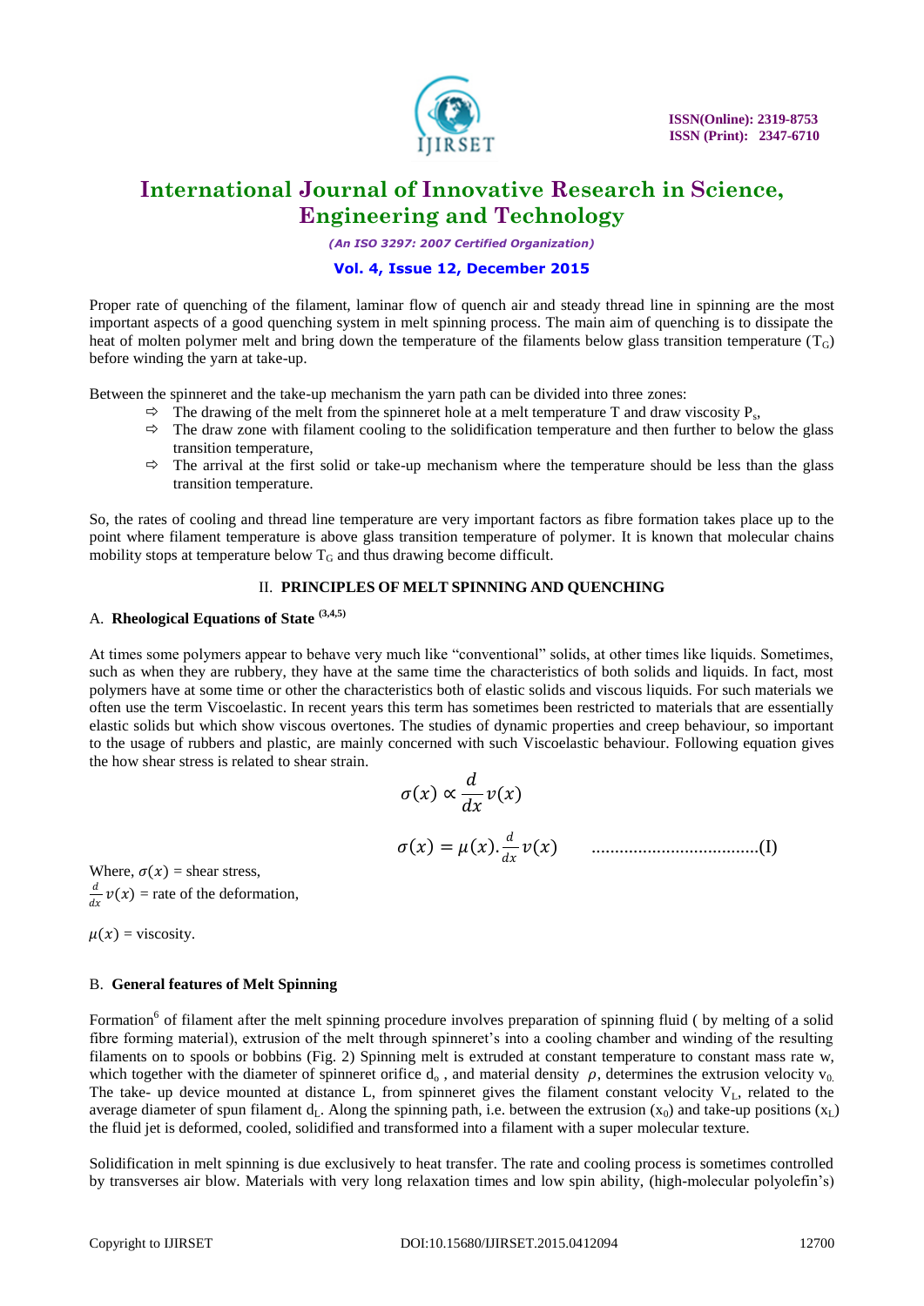Proper rate of quenching of the filament, laminar flow of quench air and steady thread line in spinning are the most important aspects of a good quenching system in melt spinning process. The main aim of quenching is to dissipate the heat of molten polymer melt and bring down the temperature of the filaments below glass transition temperature ($T_G$) before winding the yarn at take-up.

Between the spinneret and the take-up mechanism the yarn path can be divided into three zones:

- ⇨ The drawing of the melt from the spinneret hole at a melt temperature T and draw viscosity $P_s$,
- ⇨ The draw zone with filament cooling to the solidification temperature and then further to below the glass transition temperature,
- ⇨ The arrival at the first solid or take-up mechanism where the temperature should be less than the glass transition temperature.

So, the rates of cooling and thread line temperature are very important factors as fibre formation takes place up to the point where filament temperature is above glass transition temperature of polymer. It is known that molecular chains mobility stops at temperature below $T_G$ and thus drawing become difficult.

## II. PRINCIPLES OF MELT SPINNING AND QUENCHING

### A. Rheological Equations of State [3,4,5]

At times some polymers appear to behave very much like "conventional" solids, at other times like liquids. Sometimes, such as when they are rubbery, they have at the same time the characteristics of both solids and liquids. In fact, most polymers have at some time or other the characteristics both of elastic solids and viscous liquids. For such materials we often use the term Viscoelastic. In recent years this term has sometimes been restricted to materials that are essentially elastic solids but which show viscous overtones. The studies of dynamic properties and creep behaviour, so important to the usage of rubbers and plastic, are mainly concerned with such Viscoelastic behaviour. Following equation gives the how shear stress is related to shear strain.

$$\sigma(x) \propto \frac{d}{dx} v(x)$$

$$\sigma(x) = \mu(x).\frac{d}{dx} v(x) \qquad \text{....................................(I)}$$

Where, $\sigma(x)$ = shear stress,
$\frac{d}{dx} v(x)$ = rate of the deformation,

$\mu(x)$ = viscosity.

### B. General features of Melt Spinning

Formation[6] of filament after the melt spinning procedure involves preparation of spinning fluid ( by melting of a solid fibre forming material), extrusion of the melt through spinneret's into a cooling chamber and winding of the resulting filaments on to spools or bobbins (Fig. 2) Spinning melt is extruded at constant temperature to constant mass rate w, which together with the diameter of spinneret orifice $d_o$ , and material density $\rho$, determines the extrusion velocity $v_0$. The take- up device mounted at distance L, from spinneret gives the filament constant velocity $V_L$, related to the average diameter of spun filament $d_L$. Along the spinning path, i.e. between the extrusion ($x_0$) and take-up positions ($x_L$) the fluid jet is deformed, cooled, solidified and transformed into a filament with a super molecular texture.

Solidification in melt spinning is due exclusively to heat transfer. The rate and cooling process is sometimes controlled by transverses air blow. Materials with very long relaxation times and low spin ability, (high-molecular polyolefin's)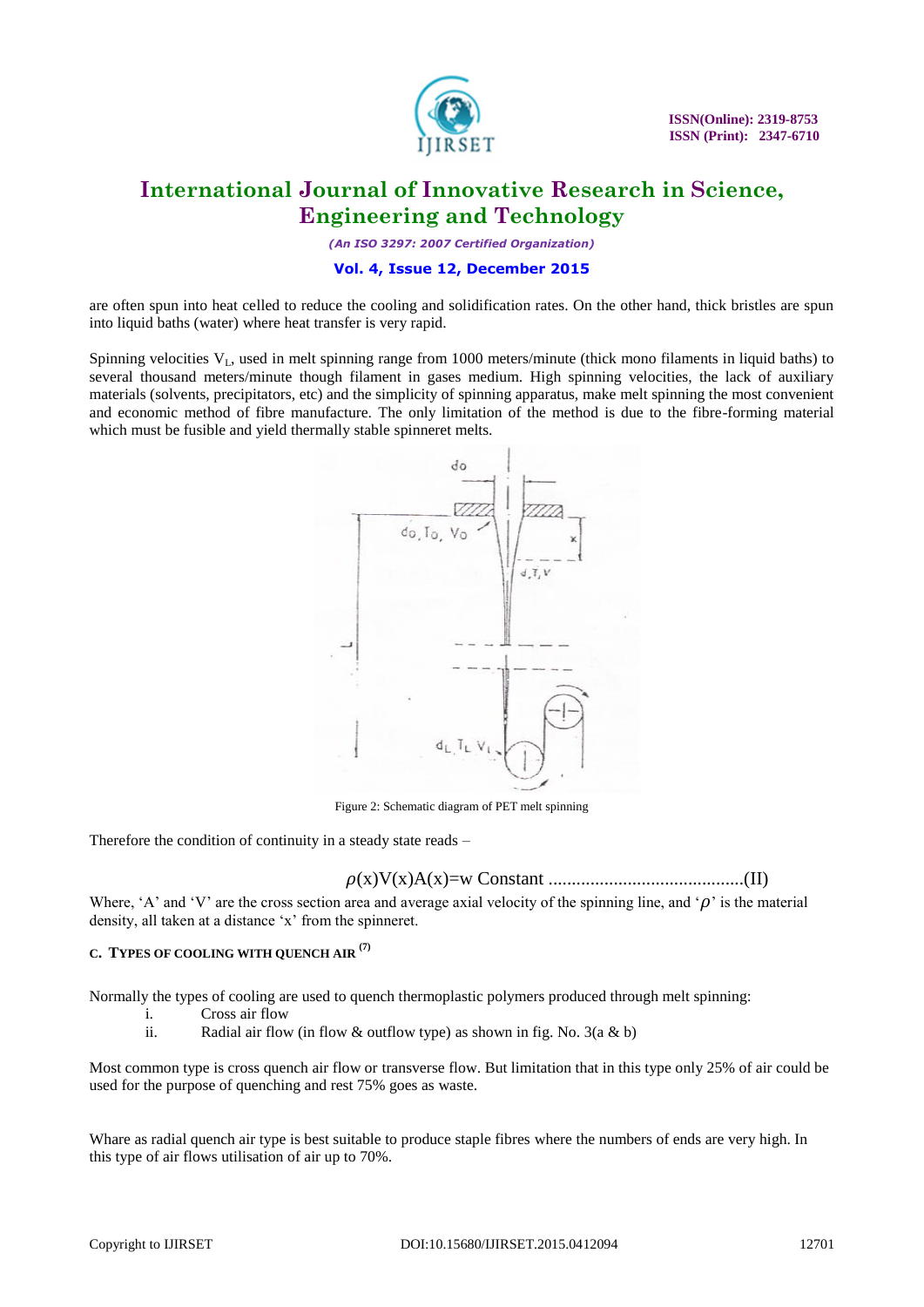are often spun into heat celled to reduce the cooling and solidification rates. On the other hand, thick bristles are spun into liquid baths (water) where heat transfer is very rapid.

Spinning velocities $V_L$, used in melt spinning range from 1000 meters/minute (thick mono filaments in liquid baths) to several thousand meters/minute though filament in gases medium. High spinning velocities, the lack of auxiliary materials (solvents, precipitators, etc) and the simplicity of spinning apparatus, make melt spinning the most convenient and economic method of fibre manufacture. The only limitation of the method is due to the fibre-forming material which must be fusible and yield thermally stable spinneret melts.

Figure 2: Schematic diagram of PET melt spinning

Therefore the condition of continuity in a steady state reads –

$$\rho(x)V(x)A(x)=w \text{ Constant} \quad \text{..........................................(II)}$$

Where, 'A' and 'V' are the cross section area and average axial velocity of the spinning line, and '$\rho$' is the material density, all taken at a distance 'x' from the spinneret.

### C. Types of Cooling with Quench Air [7]

Normally the types of cooling are used to quench thermoplastic polymers produced through melt spinning:

i. Cross air flow
ii. Radial air flow (in flow & outflow type) as shown in fig. No. 3(a & b)

Most common type is cross quench air flow or transverse flow. But limitation that in this type only 25% of air could be used for the purpose of quenching and rest 75% goes as waste.

Whare as radial quench air type is best suitable to produce staple fibres where the numbers of ends are very high. In this type of air flows utilisation of air up to 70%.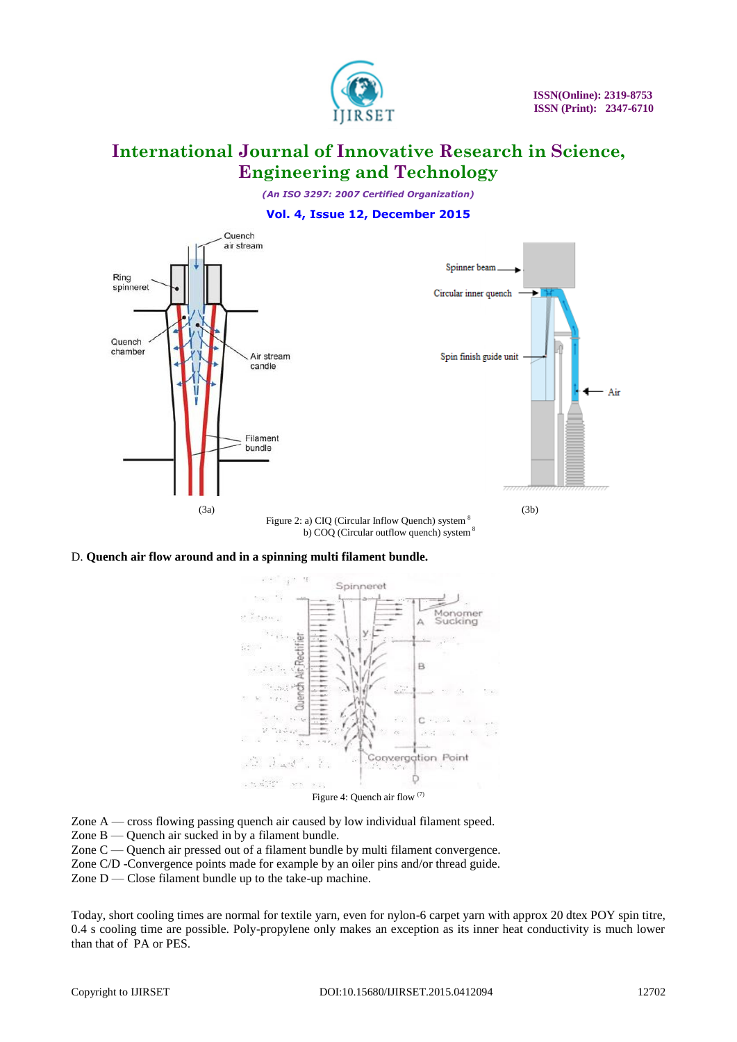(3a) (3b)

Figure 2: a) CIQ (Circular Inflow Quench) system [8]
b) COQ (Circular outflow quench) system [8]

D. **Quench air flow around and in a spinning multi filament bundle.**

Figure 4: Quench air flow [(7)]

Zone A — cross flowing passing quench air caused by low individual filament speed.
Zone B — Quench air sucked in by a filament bundle.
Zone C — Quench air pressed out of a filament bundle by multi filament convergence.
Zone C/D -Convergence points made for example by an oiler pins and/or thread guide.
Zone D — Close filament bundle up to the take-up machine.

Today, short cooling times are normal for textile yarn, even for nylon-6 carpet yarn with approx 20 dtex POY spin titre, 0.4 s cooling time are possible. Poly-propylene only makes an exception as its inner heat conductivity is much lower than that of PA or PES.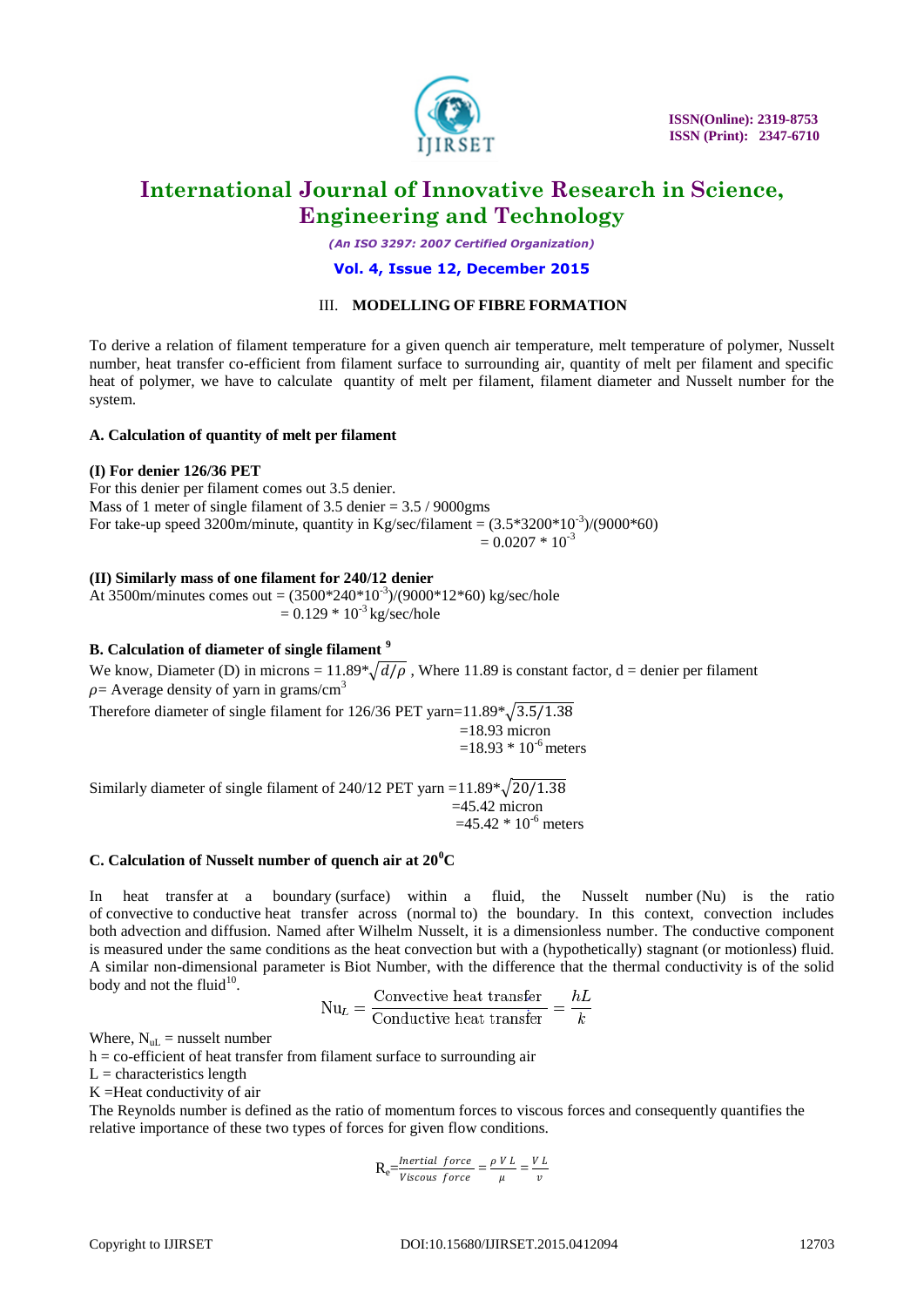## III. MODELLING OF FIBRE FORMATION

To derive a relation of filament temperature for a given quench air temperature, melt temperature of polymer, Nusselt number, heat transfer co-efficient from filament surface to surrounding air, quantity of melt per filament and specific heat of polymer, we have to calculate quantity of melt per filament, filament diameter and Nusselt number for the system.

### A. Calculation of quantity of melt per filament

**(I) For denier 126/36 PET**

For this denier per filament comes out 3.5 denier.

Mass of 1 meter of single filament of 3.5 denier = 3.5 / 9000gms

For take-up speed 3200m/minute, quantity in Kg/sec/filament = $(3.5*3200*10^{-3})/(9000*60)$

$= 0.0207 * 10^{-3}$

**(II) Similarly mass of one filament for 240/12 denier**

At 3500m/minutes comes out = $(3500*240*10^{-3})/(9000*12*60)$ kg/sec/hole

$= 0.129 * 10^{-3}$ kg/sec/hole

### B. Calculation of diameter of single filament [9]

We know, Diameter (D) in microns = $11.89*\sqrt{d/\rho}$ , Where 11.89 is constant factor, d = denier per filament

$\rho$= Average density of yarn in grams/cm$^3$

Therefore diameter of single filament for 126/36 PET yarn=$11.89*\sqrt{3.5/1.38}$

=18.93 micron

=$18.93 * 10^{-6}$ meters

Similarly diameter of single filament of 240/12 PET yarn =$11.89*\sqrt{20/1.38}$

=45.42 micron

=$45.42 * 10^{-6}$ meters

### C. Calculation of Nusselt number of quench air at 20$^0$C

In heat transfer at a boundary (surface) within a fluid, the Nusselt number (Nu) is the ratio of convective to conductive heat transfer across (normal to) the boundary. In this context, convection includes both advection and diffusion. Named after Wilhelm Nusselt, it is a dimensionless number. The conductive component is measured under the same conditions as the heat convection but with a (hypothetically) stagnant (or motionless) fluid. A similar non-dimensional parameter is Biot Number, with the difference that the thermal conductivity is of the solid body and not the fluid[10].

$$\mathrm{Nu}_L = \frac{\text{Convective heat transfer}}{\text{Conductive heat transfer}} = \frac{hL}{k}$$

Where, $N_{uL}$ = nusselt number

h = co-efficient of heat transfer from filament surface to surrounding air

L = characteristics length

K =Heat conductivity of air

The Reynolds number is defined as the ratio of momentum forces to viscous forces and consequently quantifies the relative importance of these two types of forces for given flow conditions.

$$R_e = \frac{Inertial\ force}{Viscous\ force} = \frac{\rho\, V\, L}{\mu} = \frac{V\, L}{\nu}$$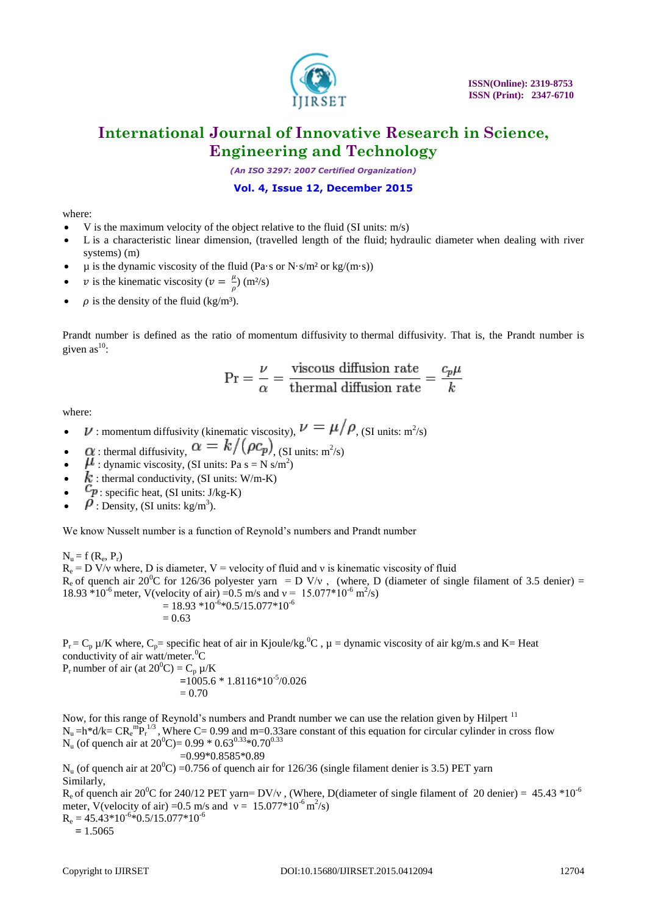where:

- V is the maximum velocity of the object relative to the fluid (SI units: m/s)
- L is a characteristic linear dimension, (travelled length of the fluid; hydraulic diameter when dealing with river systems) (m)
- μ is the dynamic viscosity of the fluid (Pa·s or N·s/m² or kg/(m·s))
- $v$ is the kinematic viscosity ($v = \frac{\mu}{\rho}$) (m²/s)
- $\rho$ is the density of the fluid (kg/m³).

Prandt number is defined as the ratio of momentum diffusivity to thermal diffusivity. That is, the Prandt number is given as[10]:

$$\mathrm{Pr} = \frac{\nu}{\alpha} = \frac{\text{viscous diffusion rate}}{\text{thermal diffusion rate}} = \frac{c_p \mu}{k}$$

where:

- $\nu$ : momentum diffusivity (kinematic viscosity), $\nu = \mu/\rho$, (SI units: m²/s)
- $\alpha$ : thermal diffusivity, $\alpha = k/(\rho c_p)$, (SI units: m²/s)
- $\mu$ : dynamic viscosity, (SI units: Pa s = N s/m²)
- $k$ : thermal conductivity, (SI units: W/m-K)
- $c_p$ : specific heat, (SI units: J/kg-K)
- $\rho$ : Density, (SI units: kg/m³).

We know Nusselt number is a function of Reynold's numbers and Prandt number

$N_u = f(R_e, P_r)$

$R_e = D\,V/\nu$ where, D is diameter, V = velocity of fluid and ν is kinematic viscosity of fluid

$R_e$ of quench air 20⁰C for 126/36 polyester yarn = D V/ν , (where, D (diameter of single filament of 3.5 denier) = 18.93 $*10^{-6}$ meter, V(velocity of air) =0.5 m/s and ν = 15.077$*10^{-6}$ m²/s)

$= 18.93*10^{-6}*0.5/15.077*10^{-6}$

$= 0.63$

$P_r = C_p\,\mu/K$ where, $C_p$= specific heat of air in Kjoule/kg.⁰C , μ = dynamic viscosity of air kg/m.s and K= Heat conductivity of air watt/meter.⁰C

$P_r$ number of air (at 20⁰C) = $C_p\,\mu/K$

$=1005.6 * 1.8116*10^{-5}/0.026$

$= 0.70$

Now, for this range of Reynold's numbers and Prandt number we can use the relation given by Hilpert [11]

$N_u = h*d/k = C R_e^{m} P_r^{1/3}$, Where C= 0.99 and m=0.33are constant of this equation for circular cylinder in cross flow

$N_u$ (of quench air at 20⁰C)= $0.99 * 0.63^{0.33}*0.70^{0.33}$

$=0.99*0.8585*0.89$

$N_u$ (of quench air at 20⁰C) =0.756 of quench air for 126/36 (single filament denier is 3.5) PET yarn

Similarly,

$R_e$ of quench air 20⁰C for 240/12 PET yarn= DV/ν , (Where, D(diameter of single filament of 20 denier) = 45.43 $*10^{-6}$ meter, V(velocity of air) =0.5 m/s and ν = 15.077$*10^{-6}$ m²/s)

$R_e = 45.43*10^{-6}*0.5/15.077*10^{-6}$

$= 1.5065$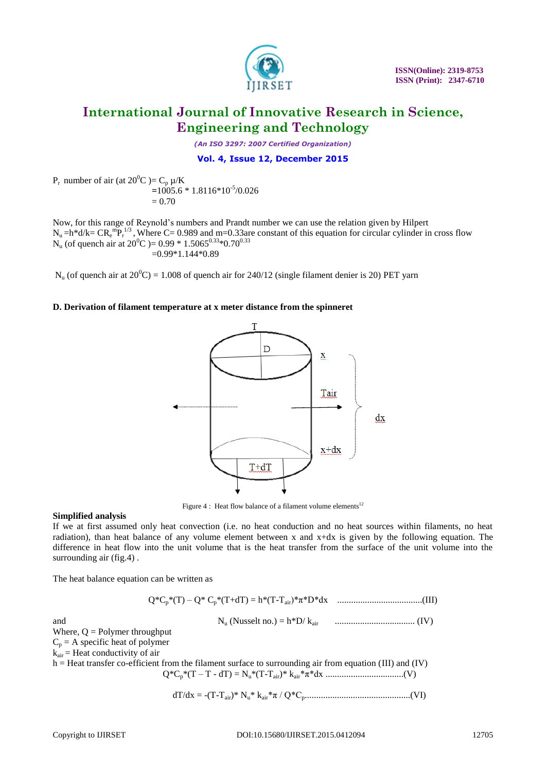$P_r$ number of air (at $20^0$C )= $C_p$ μ/K

$$=1005.6 * 1.8116*10^{-5}/0.026$$
$$= 0.70$$

Now, for this range of Reynold's numbers and Prandt number we can use the relation given by Hilpert

$N_u = h*d/k = CR_e^{m}P_r^{1/3}$, Where C= 0.989 and m=0.33are constant of this equation for circular cylinder in cross flow

$N_u$ (of quench air at $20^0$C )= $0.99 * 1.5065^{0.33}*0.70^{0.33}$

$$=0.99*1.144*0.89$$

$N_u$ (of quench air at $20^0$C) = 1.008 of quench air for 240/12 (single filament denier is 20) PET yarn

### D. Derivation of filament temperature at x meter distance from the spinneret

Figure 4 : Heat flow balance of a filament volume elements[12]

**Simplified analysis**

If we at first assumed only heat convection (i.e. no heat conduction and no heat sources within filaments, no heat radiation), than heat balance of any volume element between x and x+dx is given by the following equation. The difference in heat flow into the unit volume that is the heat transfer from the surface of the unit volume into the surrounding air (fig.4) .

The heat balance equation can be written as

$$Q*C_p*(T) – Q* C_p*(T+dT) = h*(T-T_{air})*\pi*D*dx \quad \text{.....................................(III)}$$

and

$$N_u \text{ (Nusselt no.)} = h*D/ k_{air} \quad \text{.................................. (IV)}$$

Where, Q = Polymer throughput

$C_p$ = A specific heat of polymer

$k_{air}$ = Heat conductivity of air

h = Heat transfer co-efficient from the filament surface to surrounding air from equation (III) and (IV)

$$Q*C_p*(T – T - dT) = N_u*(T-T_{air})* k_{air}*\pi*dx \quad \text{.................................(V)}$$

$$dT/dx = -(T-T_{air})* N_u* k_{air}*\pi / Q*C_p \text{.............................................(VI)}$$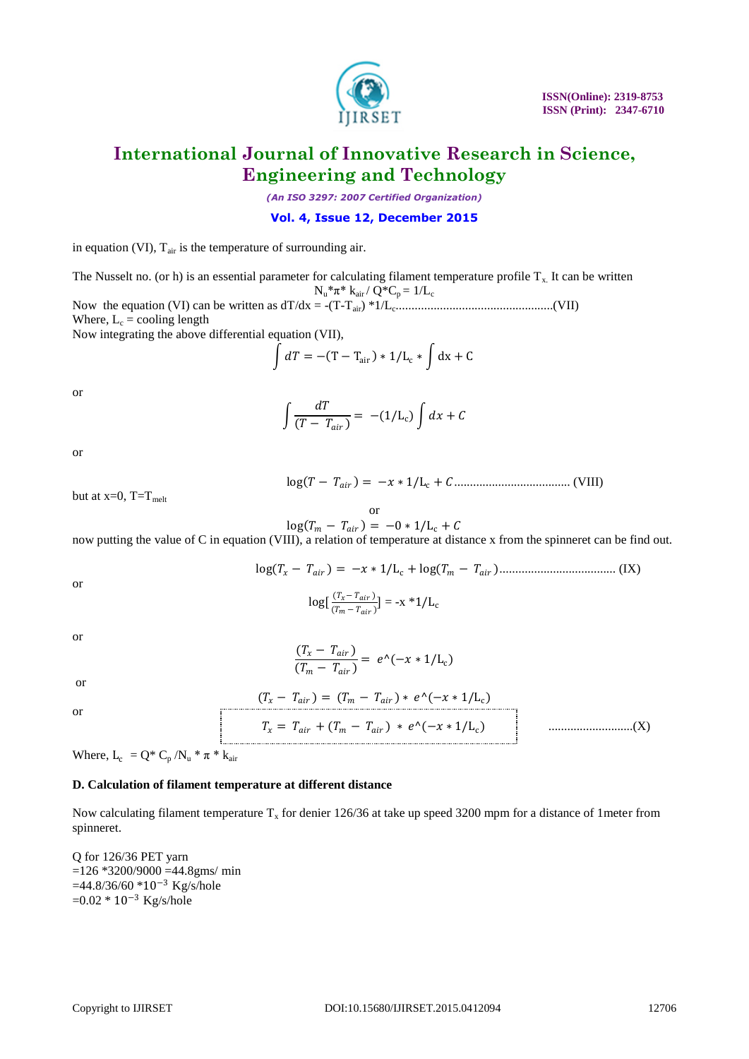in equation (VI), $T_{air}$ is the temperature of surrounding air.

The Nusselt no. (or h) is an essential parameter for calculating filament temperature profile $T_x$. It can be written

$$N_u * \pi * k_{air} / Q * C_p = 1/L_c$$

Now the equation (VI) can be written as $dT/dx = -(T-T_{air}) * 1/L_c$.................................................(VII)

Where, $L_c$ = cooling length

Now integrating the above differential equation (VII),

$$\int dT = -(T - T_{air}) * 1/L_c * \int dx + C$$

or

$$\int \frac{dT}{(T - T_{air})} = -(1/L_c) \int dx + C$$

or

$$\log(T - T_{air}) = -x * 1/L_c + C \quad \text{.................................... (VIII)}$$

but at x=0, $T = T_{melt}$

or

$$\log(T_m - T_{air}) = -0 * 1/L_c + C$$

now putting the value of C in equation (VIII), a relation of temperature at distance x from the spinneret can be find out.

$$\log(T_x - T_{air}) = -x * 1/L_c + \log(T_m - T_{air}) \quad \text{.................................... (IX)}$$

or

$$\log\left[\frac{(T_x - T_{air})}{(T_m - T_{air})}\right] = -x * 1/L_c$$

or

$$\frac{(T_x - T_{air})}{(T_m - T_{air})} = e\wedge(-x * 1/L_c)$$

or

$$(T_x - T_{air}) = (T_m - T_{air}) * e\wedge(-x * 1/L_c)$$

or

$$T_x = T_{air} + (T_m - T_{air}) * e\wedge(-x * 1/L_c) \quad \text{...........................(X)}$$

Where, $L_c = Q * C_p / N_u * \pi * k_{air}$

### D. Calculation of filament temperature at different distance

Now calculating filament temperature $T_x$ for denier 126/36 at take up speed 3200 mpm for a distance of 1meter from spinneret.

Q for 126/36 PET yarn
=126 *3200/9000 =44.8gms/ min
=44.8/36/60 *$10^{-3}$ Kg/s/hole
=0.02 * $10^{-3}$ Kg/s/hole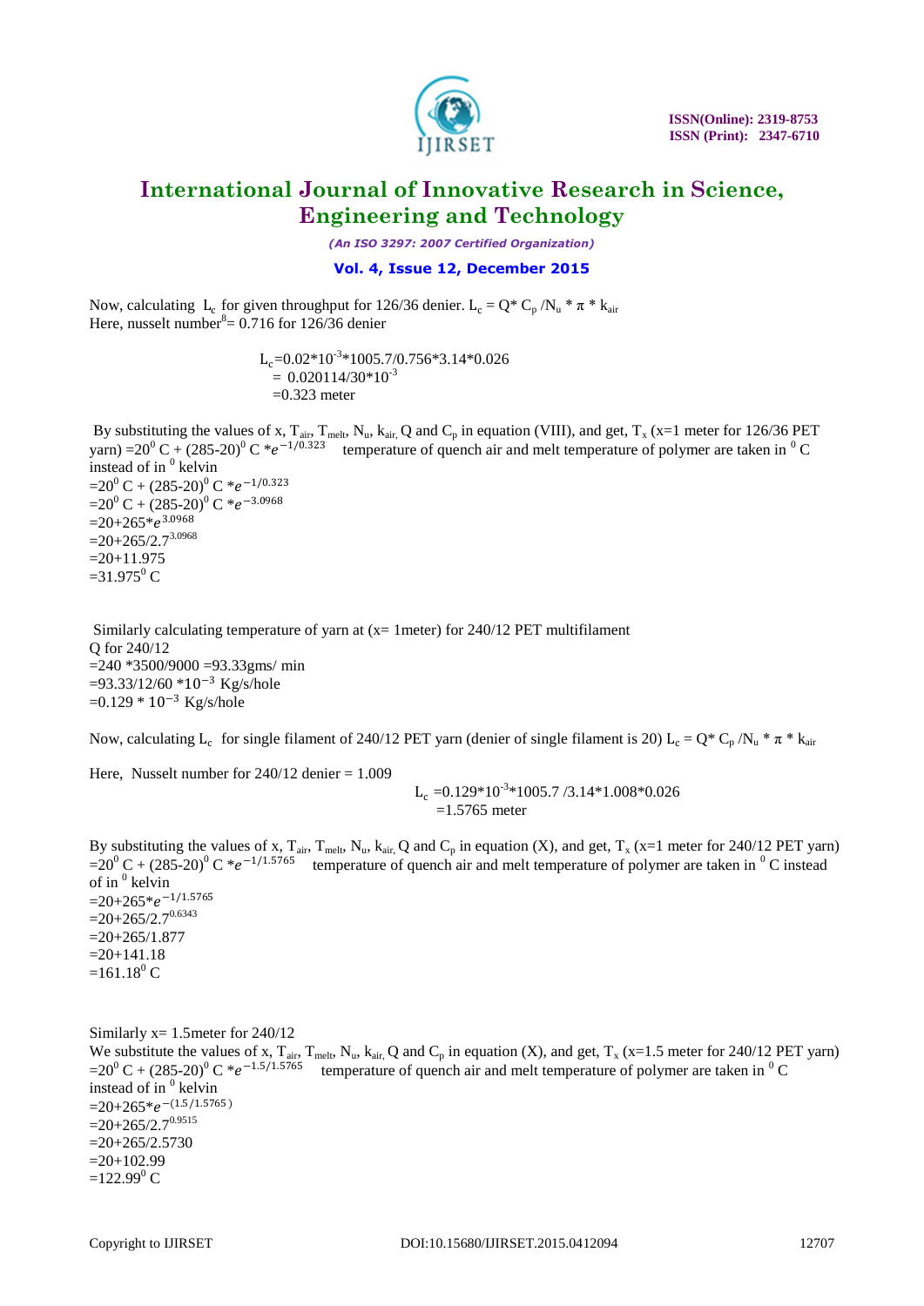Now, calculating $L_c$ for given throughput for 126/36 denier. $L_c = Q^* C_p / N_u * \pi * k_{air}$
Here, nusselt number[8]= 0.716 for 126/36 denier

$$L_c = 0.02*10^{-3}*1005.7/0.756*3.14*0.026$$
$$= 0.020114/30*10^{-3}$$
$$= 0.323 \text{ meter}$$

By substituting the values of x, $T_{air}$, $T_{melt}$, $N_u$, $k_{air}$, Q and $C_p$ in equation (VIII), and get, $T_x$ (x=1 meter for 126/36 PET yarn) $=20^0$ C + $(285-20)^0$ C $*e^{-1/0.323}$ temperature of quench air and melt temperature of polymer are taken in $^0$ C instead of in $^0$ kelvin

$=20^0$ C + $(285-20)^0$ C $*e^{-1/0.323}$
$=20^0$ C + $(285-20)^0$ C $*e^{-3.0968}$
$=20+265*e^{3.0968}$
$=20+265/2.7^{3.0968}$
$=20+11.975$
$=31.975^0$ C

Similarly calculating temperature of yarn at (x= 1meter) for 240/12 PET multifilament
Q for 240/12
=240 *3500/9000 =93.33gms/ min
$=93.33/12/60 *10^{-3}$ Kg/s/hole
$=0.129 * 10^{-3}$ Kg/s/hole

Now, calculating $L_c$ for single filament of 240/12 PET yarn (denier of single filament is 20) $L_c = Q^* C_p / N_u * \pi * k_{air}$

Here, Nusselt number for 240/12 denier = 1.009

$$L_c = 0.129*10^{-3}*1005.7 / 3.14*1.008*0.026$$
$$= 1.5765 \text{ meter}$$

By substituting the values of x, $T_{air}$, $T_{melt}$, $N_u$, $k_{air}$, Q and $C_p$ in equation (X), and get, $T_x$ (x=1 meter for 240/12 PET yarn) $=20^0$ C + $(285-20)^0$ C $*e^{-1/1.5765}$ temperature of quench air and melt temperature of polymer are taken in $^0$ C instead of in $^0$ kelvin

$=20+265*e^{-1/1.5765}$
$=20+265/2.7^{0.6343}$
$=20+265/1.877$
$=20+141.18$
$=161.18^0$ C

Similarly x= 1.5meter for 240/12
We substitute the values of x, $T_{air}$, $T_{melt}$, $N_u$, $k_{air}$, Q and $C_p$ in equation (X), and get, $T_x$ (x=1.5 meter for 240/12 PET yarn) $=20^0$ C + $(285-20)^0$ C $*e^{-1.5/1.5765}$ temperature of quench air and melt temperature of polymer are taken in $^0$ C instead of in $^0$ kelvin

$=20+265*e^{-(1.5/1.5765)}$
$=20+265/2.7^{0.9515}$
$=20+265/2.5730$
$=20+102.99$
$=122.99^0$ C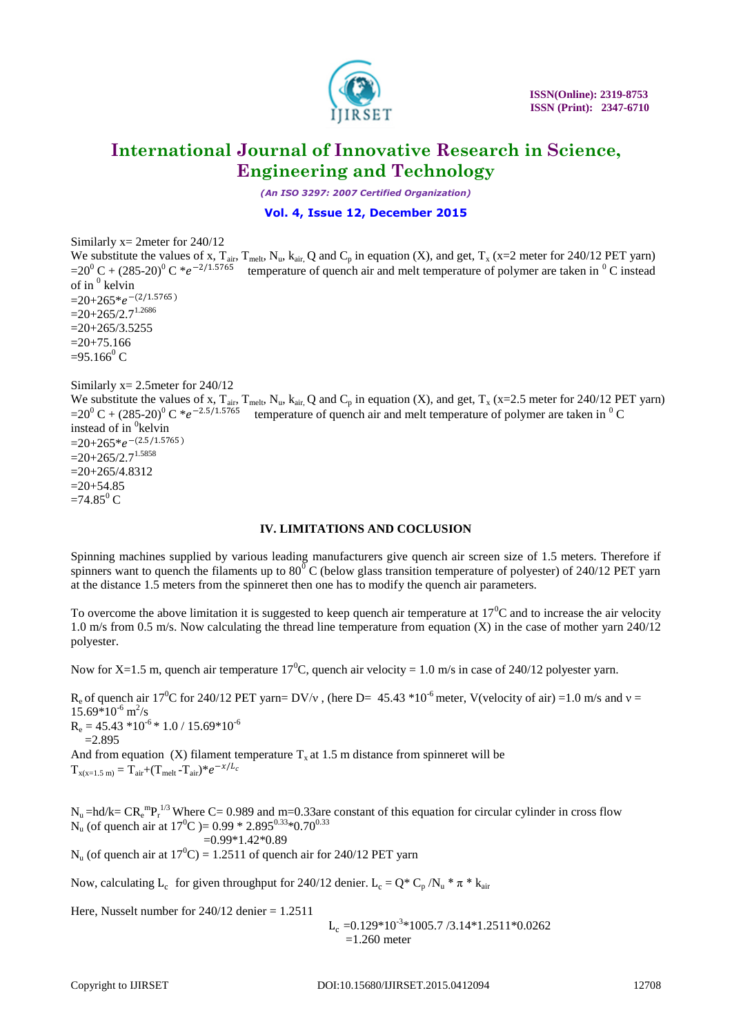Similarly x= 2meter for 240/12

We substitute the values of x, $T_{air}$, $T_{melt}$, $N_u$, $k_{air}$, Q and $C_p$ in equation (X), and get, $T_x$ (x=2 meter for 240/12 PET yarn) $=20^0$ C + $(285\text{-}20)^0$ C $*e^{-2/1.5765}$ temperature of quench air and melt temperature of polymer are taken in $^0$ C instead of in $^0$ kelvin

$=20+265*e^{-(2/1.5765)}$

$=20+265/2.7^{1.2686}$

=20+265/3.5255

=20+75.166

$=95.166^0$ C

Similarly x= 2.5meter for 240/12

We substitute the values of x, $T_{air}$, $T_{melt}$, $N_u$, $k_{air}$, Q and $C_p$ in equation (X), and get, $T_x$ (x=2.5 meter for 240/12 PET yarn) $=20^0$ C + $(285\text{-}20)^0$ C $*e^{-2.5/1.5765}$ temperature of quench air and melt temperature of polymer are taken in $^0$ C instead of in $^0$kelvin

$=20+265*e^{-(2.5/1.5765)}$

$=20+265/2.7^{1.5858}$

=20+265/4.8312

=20+54.85

$=74.85^0$ C

## IV. LIMITATIONS AND COCLUSION

Spinning machines supplied by various leading manufacturers give quench air screen size of 1.5 meters. Therefore if spinners want to quench the filaments up to $80^0$ C (below glass transition temperature of polyester) of 240/12 PET yarn at the distance 1.5 meters from the spinneret then one has to modify the quench air parameters.

To overcome the above limitation it is suggested to keep quench air temperature at $17^0$C and to increase the air velocity 1.0 m/s from 0.5 m/s. Now calculating the thread line temperature from equation (X) in the case of mother yarn 240/12 polyester.

Now for X=1.5 m, quench air temperature $17^0$C, quench air velocity = 1.0 m/s in case of 240/12 polyester yarn.

$R_e$ of quench air $17^0$C for 240/12 PET yarn= DV/ν , (here D= $45.43 * 10^{-6}$ meter, V(velocity of air) =1.0 m/s and ν = $15.69*10^{-6}$ $m^2/s$

$R_e = 45.43 * 10^{-6} * 1.0 / 15.69*10^{-6}$

=2.895

And from equation (X) filament temperature $T_x$ at 1.5 m distance from spinneret will be

$T_{x(x=1.5\ m)} = T_{air}+(T_{melt} - T_{air})*e^{-x/L_c}$

$N_u$ =hd/k= $CR_e^m P_r^{1/3}$ Where C= 0.989 and m=0.33are constant of this equation for circular cylinder in cross flow

$N_u$ (of quench air at $17^0$C )= $0.99 * 2.895^{0.33}*0.70^{0.33}$

=0.99*1.42*0.89

$N_u$ (of quench air at $17^0$C) = 1.2511 of quench air for 240/12 PET yarn

Now, calculating $L_c$ for given throughput for 240/12 denier. $L_c = Q* C_p /N_u * \pi * k_{air}$

Here, Nusselt number for 240/12 denier = 1.2511

$L_c = 0.129*10^{-3}*1005.7 /3.14*1.2511*0.0262$

=1.260 meter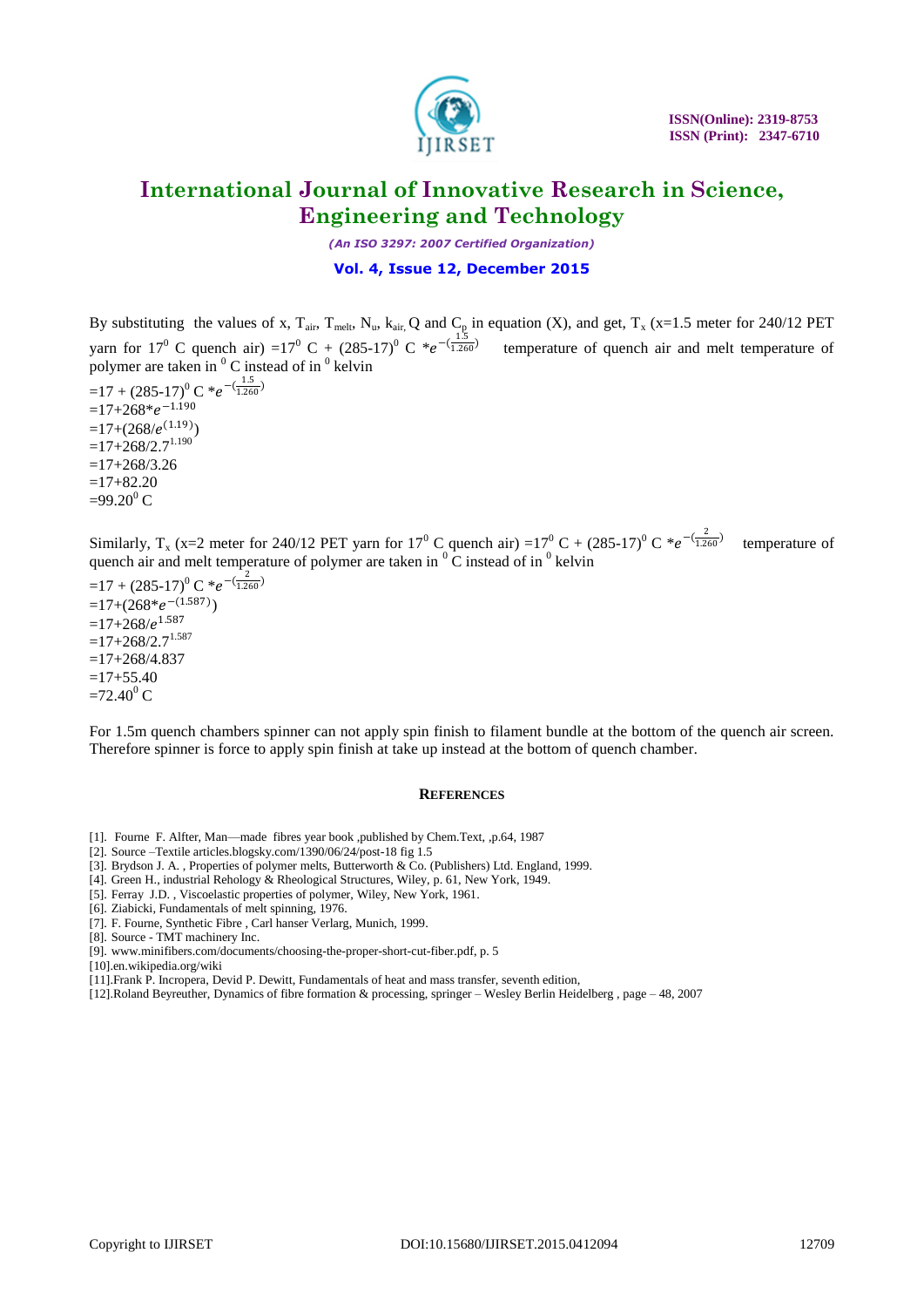By substituting the values of x, $T_{air}$, $T_{melt}$, $N_u$, $k_{air}$, Q and $C_p$ in equation (X), and get, $T_x$ (x=1.5 meter for 240/12 PET yarn for $17^0$ C quench air) $=17^0$ C + $(285\text{-}17)^0$ C $*e^{-(\frac{1.5}{1.260})}$ temperature of quench air and melt temperature of polymer are taken in $^0$ C instead of in $^0$ kelvin

$=17 + (285\text{-}17)^0 \text{ C } *e^{-(\frac{1.5}{1.260})}$

$=17+268*e^{-1.190}$

$=17+(268/e^{(1.19)})$

$=17+268/2.7^{1.190}$

$=17+268/3.26$

$=17+82.20$

$=99.20^0$ C

Similarly, $T_x$ (x=2 meter for 240/12 PET yarn for $17^0$ C quench air) $=17^0$ C + $(285\text{-}17)^0$ C $*e^{-(\frac{2}{1.260})}$ temperature of quench air and melt temperature of polymer are taken in $^0$ C instead of in $^0$ kelvin

$=17 + (285\text{-}17)^0 \text{ C } *e^{-(\frac{2}{1.260})}$

$=17+(268*e^{-(1.587)})$

$=17+268/e^{1.587}$

$=17+268/2.7^{1.587}$

$=17+268/4.837$

$=17+55.40$

$=72.40^0$ C

For 1.5m quench chambers spinner can not apply spin finish to filament bundle at the bottom of the quench air screen. Therefore spinner is force to apply spin finish at take up instead at the bottom of quench chamber.

## REFERENCES

[1]. Fourne F. Alfter, Man—made fibres year book ,published by Chem.Text, ,p.64, 1987

[2]. Source –Textile articles.blogsky.com/1390/06/24/post-18 fig 1.5

[3]. Brydson J. A. , Properties of polymer melts, Butterworth & Co. (Publishers) Ltd. England, 1999.

[4]. Green H., industrial Rehology & Rheological Structures, Wiley, p. 61, New York, 1949.

[5]. Ferray J.D. , Viscoelastic properties of polymer, Wiley, New York, 1961.

[6]. Ziabicki, Fundamentals of melt spinning, 1976.

[7]. F. Fourne, Synthetic Fibre , Carl hanser Verlarg, Munich, 1999.

[8]. Source - TMT machinery Inc.

[9]. www.minifibers.com/documents/choosing-the-proper-short-cut-fiber.pdf, p. 5

[10].en.wikipedia.org/wiki

[11].Frank P. Incropera, Devid P. Dewitt, Fundamentals of heat and mass transfer, seventh edition,

[12].Roland Beyreuther, Dynamics of fibre formation & processing, springer – Wesley Berlin Heidelberg , page – 48, 2007